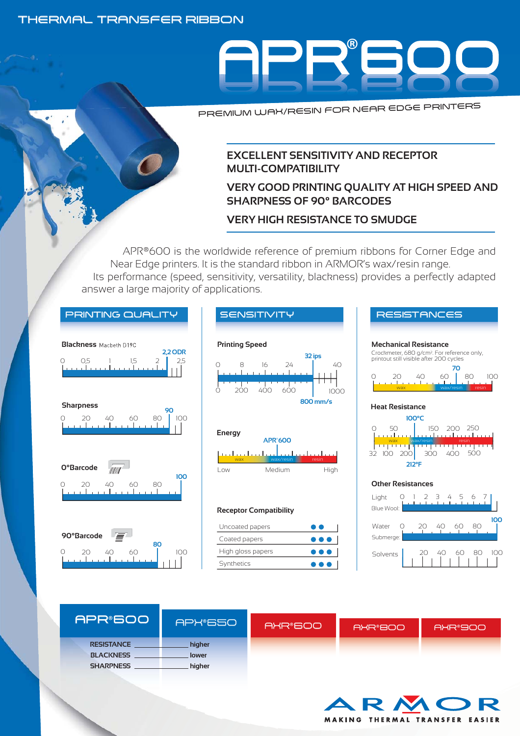THERMAL TRANSFER RIBBON

# APR®600

PREMIUM WAX/RESIN FOR NEAR EDGE PRINTERS

**EXCELLENT SENSITIVITY AND RECEPTOR MULTI-COMPATIBILITY**

**VERY GOOD PRINTING QUALITY AT HIGH SPEED AND SHARPNESS OF 90° BARCODES**

**VERY HIGH RESISTANCE TO SMUDGE**

APR®600 is the worldwide reference of premium ribbons for Corner Edge and Near Edge printers. It is the standard ribbon in ARMOR's wax/resin range. Its performance (speed, sensitivity, versatility, blackness) provides a perfectly adapted answer a large majority of applications.

## PRINTING QUALITY

**Blackness** Macbeth D19C

Scale: 0 – 0,5 – 1 – 1,5 – 2 – 2,5 — **2,2 ODR**

**Sharpness**

Scale: 0 – 20 – 40 – 60 – 80 – 100 — **90**

**0°Barcode**

Scale: 0 – 20 – 40 – 60 – 80 – 100 — **100**

**90°Barcode**

Scale: 0 – 20 – 40 – 60 – 80 – 100 — **80**

## SENSITIVITY

**Printing Speed**

Scale (ips): 0 – 8 – 16 – 24 – 40 — **32 ips**

Scale (mm/s): 0 – 200 – 400 – 600 – 1000 — **800 mm/s**

**Energy**

Scale: Low (wax) – Medium (wax/resin) – High (resin) — **APR®600**: Medium

**Receptor Compatibility**

| Receptor | Compatibility |
|---|---|
| Uncoated papers | ●● |
| Coated papers | ●●● |
| High gloss papers | ●●● |
| Synthetics | ●●● |

## RESISTANCES

**Mechanical Resistance**

Crockmeter, 680 g/cm². For reference only, printout still visible after 200 cycles

Scale: 0 – 20 – 40 – 60 – 80 – 100 (wax – wax/resin – resin) — **70**

**Heat Resistance**

Scale (°C): 0 – 50 – 150 – 200 – 250 — **100°C**

Scale (°F): 32 – 100 – 200 – 300 – 400 – 500 — **212°F**

**Other Resistances**

| Resistance | Scale |
|---|---|
| Light (Blue Wool) | 0 – 1 – 2 – 3 – 4 – 5 – 6 – 7 |
| Water (Submerge) | 0 – 20 – 40 – 60 – 80 – 100 — **100** |
| Solvents | 20 – 40 – 60 – 80 – 100 |

| APR®600 | APX®650 | AXR®600 | AXR®800 | AXR®900 |
|---|---|---|---|---|
| RESISTANCE | higher | | | |
| BLACKNESS | lower | | | |
| SHARPNESS | higher | | | |

ARMOR

MAKING THERMAL TRANSFER EASIER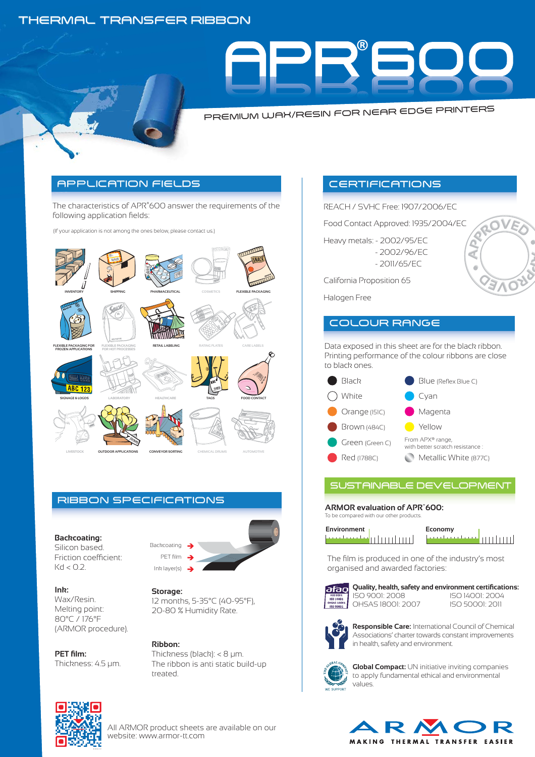THERMAL TRANSFER RIBBON

# APR®600

PREMIUM WAX/RESIN FOR NEAR EDGE PRINTERS

## APPLICATION FIELDS

The characteristics of APR®600 answer the requirements of the following application fields:

(If your application is not among the ones below, please contact us.)

INVENTORY
SHIPPING
PHARMACEUTICAL
COSMETICS
FLEXIBLE PACKAGING
FLEXIBLE PACKAGING FOR FROZEN APPLICATIONS
FLEXIBLE PACKAGING FOR HOT PROCESSES
RETAIL LABELING
RATING PLATES
CARE LABELS
SIGNAGE & LOGOS
LABORATORY
HEALTHCARE
TAGS
FOOD CONTACT
LIVESTOCK
OUTDOOR APPLICATIONS
CONVEYOR SORTING
CHEMICAL DRUMS
AUTOMOTIVE

## RIBBON SPECIFICATIONS

Backcoating
PET film
Ink layer(s)

**Backcoating:**
Silicon based.
Friction coefficient:
Kd < 0.2.

**Ink:**
Wax/Resin.
Melting point:
80°C / 176°F
(ARMOR procedure).

**PET film:**
Thickness: 4.5 µm.

**Storage:**
12 months, 5-35°C (40-95°F),
20-80 % Humidity Rate.

**Ribbon:**
Thickness (black): < 8 µm.
The ribbon is anti static build-up treated.

All ARMOR product sheets are available on our website: www.armor-tt.com

## CERTIFICATIONS

REACH / SVHC Free: 1907/2006/EC

Food Contact Approved: 1935/2004/EC

Heavy metals: - 2002/95/EC
- 2002/96/EC
- 2011/65/EC

California Proposition 65

Halogen Free

APPROVED

## COLOUR RANGE

Data exposed in this sheet are for the black ribbon. Printing performance of the colour ribbons are close to black ones.

- Black
- White
- Orange (151C)
- Brown (484C)
- Green (Green C)
- Red (1788C)
- Blue (Reflex Blue C)
- Cyan
- Magenta
- Yellow

From APX® range, with better scratch resistance :

- Metallic White (877C)

## SUSTAINABLE DEVELOPMENT

**ARMOR evaluation of APR®600:**
To be compared with our other products.

Environment
Economy

The film is produced in one of the industry's most organised and awarded factories:

**Quality, health, safety and environment certifications:**
ISO 9001: 2008
ISO 14001: 2004
OHSAS 18001: 2007
ISO 50001: 2011

**Responsible Care:** International Council of Chemical Associations' charter towards constant improvements in health, safety and environment.

**Global Compact:** UN initiative inviting companies to apply fundamental ethical and environmental values.

ARMOR
MAKING THERMAL TRANSFER EASIER